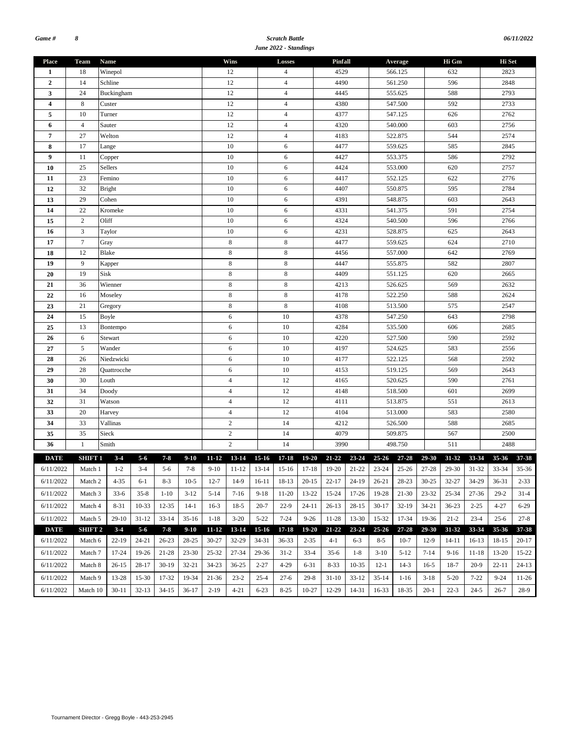Game # 8 | **Scratch Battle** | 06/11/2022

**June 2022 - Standings**

| Place | Team | Name | Wins | Losses | Pinfall | Average | Hi Gm | Hi Set |
|---|---|---|---|---|---|---|---|---|
| 1 | 18 | Winepol | 12 | 4 | 4529 | 566.125 | 632 | 2823 |
| 2 | 14 | Schline | 12 | 4 | 4490 | 561.250 | 596 | 2848 |
| 3 | 24 | Buckingham | 12 | 4 | 4445 | 555.625 | 588 | 2793 |
| 4 | 8 | Custer | 12 | 4 | 4380 | 547.500 | 592 | 2733 |
| 5 | 10 | Turner | 12 | 4 | 4377 | 547.125 | 626 | 2762 |
| 6 | 4 | Sauter | 12 | 4 | 4320 | 540.000 | 603 | 2756 |
| 7 | 27 | Welton | 12 | 4 | 4183 | 522.875 | 544 | 2574 |
| 8 | 17 | Lange | 10 | 6 | 4477 | 559.625 | 585 | 2845 |
| 9 | 11 | Copper | 10 | 6 | 4427 | 553.375 | 586 | 2792 |
| 10 | 25 | Sellers | 10 | 6 | 4424 | 553.000 | 620 | 2757 |
| 11 | 23 | Femino | 10 | 6 | 4417 | 552.125 | 622 | 2776 |
| 12 | 32 | Bright | 10 | 6 | 4407 | 550.875 | 595 | 2784 |
| 13 | 29 | Cohen | 10 | 6 | 4391 | 548.875 | 603 | 2643 |
| 14 | 22 | Kromeke | 10 | 6 | 4331 | 541.375 | 591 | 2754 |
| 15 | 2 | Oliff | 10 | 6 | 4324 | 540.500 | 596 | 2766 |
| 16 | 3 | Taylor | 10 | 6 | 4231 | 528.875 | 625 | 2643 |
| 17 | 7 | Gray | 8 | 8 | 4477 | 559.625 | 624 | 2710 |
| 18 | 12 | Blake | 8 | 8 | 4456 | 557.000 | 642 | 2769 |
| 19 | 9 | Kapper | 8 | 8 | 4447 | 555.875 | 582 | 2807 |
| 20 | 19 | Sisk | 8 | 8 | 4409 | 551.125 | 620 | 2665 |
| 21 | 36 | Wienner | 8 | 8 | 4213 | 526.625 | 569 | 2632 |
| 22 | 16 | Moseley | 8 | 8 | 4178 | 522.250 | 588 | 2624 |
| 23 | 21 | Gregory | 8 | 8 | 4108 | 513.500 | 575 | 2547 |
| 24 | 15 | Boyle | 6 | 10 | 4378 | 547.250 | 643 | 2798 |
| 25 | 13 | Bontempo | 6 | 10 | 4284 | 535.500 | 606 | 2685 |
| 26 | 6 | Stewart | 6 | 10 | 4220 | 527.500 | 590 | 2592 |
| 27 | 5 | Wander | 6 | 10 | 4197 | 524.625 | 583 | 2556 |
| 28 | 26 | Niedzwicki | 6 | 10 | 4177 | 522.125 | 568 | 2592 |
| 29 | 28 | Quattrocche | 6 | 10 | 4153 | 519.125 | 569 | 2643 |
| 30 | 30 | Louth | 4 | 12 | 4165 | 520.625 | 590 | 2761 |
| 31 | 34 | Doody | 4 | 12 | 4148 | 518.500 | 601 | 2699 |
| 32 | 31 | Watson | 4 | 12 | 4111 | 513.875 | 551 | 2613 |
| 33 | 20 | Harvey | 4 | 12 | 4104 | 513.000 | 583 | 2580 |
| 34 | 33 | Vallinas | 2 | 14 | 4212 | 526.500 | 588 | 2685 |
| 35 | 35 | Sieck | 2 | 14 | 4079 | 509.875 | 567 | 2500 |
| 36 | 1 | Smith | 2 | 14 | 3990 | 498.750 | 511 | 2488 |

| DATE | SHIFT 1 | 3-4 | 5-6 | 7-8 | 9-10 | 11-12 | 13-14 | 15-16 | 17-18 | 19-20 | 21-22 | 23-24 | 25-26 | 27-28 | 29-30 | 31-32 | 33-34 | 35-36 | 37-38 |
|---|---|---|---|---|---|---|---|---|---|---|---|---|---|---|---|---|---|---|---|
| 6/11/2022 | Match 1 | 1-2 | 3-4 | 5-6 | 7-8 | 9-10 | 11-12 | 13-14 | 15-16 | 17-18 | 19-20 | 21-22 | 23-24 | 25-26 | 27-28 | 29-30 | 31-32 | 33-34 | 35-36 |
| 6/11/2022 | Match 2 | 4-35 | 6-1 | 8-3 | 10-5 | 12-7 | 14-9 | 16-11 | 18-13 | 20-15 | 22-17 | 24-19 | 26-21 | 28-23 | 30-25 | 32-27 | 34-29 | 36-31 | 2-33 |
| 6/11/2022 | Match 3 | 33-6 | 35-8 | 1-10 | 3-12 | 5-14 | 7-16 | 9-18 | 11-20 | 13-22 | 15-24 | 17-26 | 19-28 | 21-30 | 23-32 | 25-34 | 27-36 | 29-2 | 31-4 |
| 6/11/2022 | Match 4 | 8-31 | 10-33 | 12-35 | 14-1 | 16-3 | 18-5 | 20-7 | 22-9 | 24-11 | 26-13 | 28-15 | 30-17 | 32-19 | 34-21 | 36-23 | 2-25 | 4-27 | 6-29 |
| 6/11/2022 | Match 5 | 29-10 | 31-12 | 33-14 | 35-16 | 1-18 | 3-20 | 5-22 | 7-24 | 9-26 | 11-28 | 13-30 | 15-32 | 17-34 | 19-36 | 21-2 | 23-4 | 25-6 | 27-8 |
| **DATE** | **SHIFT 2** | **3-4** | **5-6** | **7-8** | **9-10** | **11-12** | **13-14** | **15-16** | **17-18** | **19-20** | **21-22** | **23-24** | **25-26** | **27-28** | **29-30** | **31-32** | **33-34** | **35-36** | **37-38** |
| 6/11/2022 | Match 6 | 22-19 | 24-21 | 26-23 | 28-25 | 30-27 | 32-29 | 34-31 | 36-33 | 2-35 | 4-1 | 6-3 | 8-5 | 10-7 | 12-9 | 14-11 | 16-13 | 18-15 | 20-17 |
| 6/11/2022 | Match 7 | 17-24 | 19-26 | 21-28 | 23-30 | 25-32 | 27-34 | 29-36 | 31-2 | 33-4 | 35-6 | 1-8 | 3-10 | 5-12 | 7-14 | 9-16 | 11-18 | 13-20 | 15-22 |
| 6/11/2022 | Match 8 | 26-15 | 28-17 | 30-19 | 32-21 | 34-23 | 36-25 | 2-27 | 4-29 | 6-31 | 8-33 | 10-35 | 12-1 | 14-3 | 16-5 | 18-7 | 20-9 | 22-11 | 24-13 |
| 6/11/2022 | Match 9 | 13-28 | 15-30 | 17-32 | 19-34 | 21-36 | 23-2 | 25-4 | 27-6 | 29-8 | 31-10 | 33-12 | 35-14 | 1-16 | 3-18 | 5-20 | 7-22 | 9-24 | 11-26 |
| 6/11/2022 | Match 10 | 30-11 | 32-13 | 34-15 | 36-17 | 2-19 | 4-21 | 6-23 | 8-25 | 10-27 | 12-29 | 14-31 | 16-33 | 18-35 | 20-1 | 22-3 | 24-5 | 26-7 | 28-9 |

Tournament Director - Gregg Boyle - 443-253-2945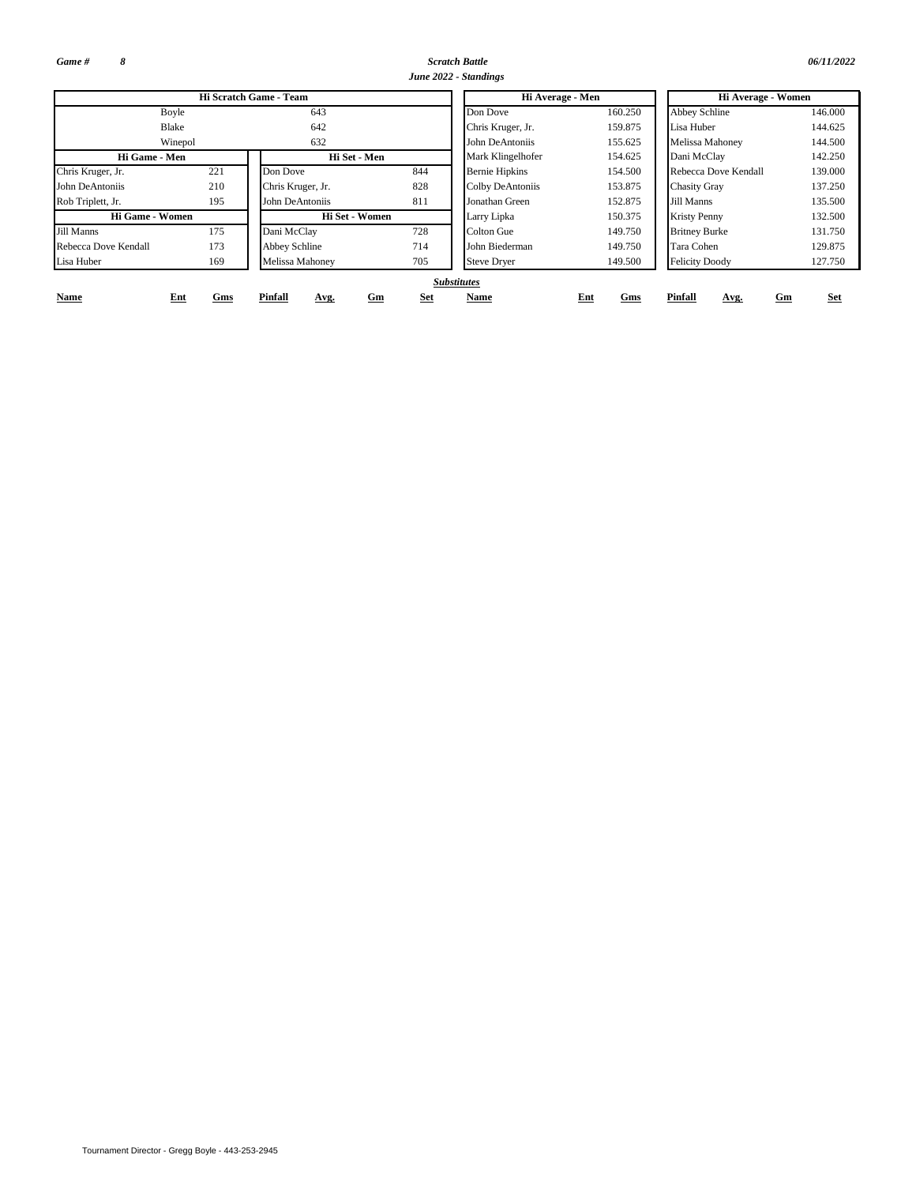*Game #* *8* *Scratch Battle* *06/11/2022*

*June 2022 - Standings*

| Hi Scratch Game - Team | |
|---|---|
| Boyle | 643 |
| Blake | 642 |
| Winepol | 632 |

| Hi Game - Men | |
|---|---|
| Chris Kruger, Jr. | 221 |
| John DeAntoniis | 210 |
| Rob Triplett, Jr. | 195 |

| Hi Set - Men | |
|---|---|
| Don Dove | 844 |
| Chris Kruger, Jr. | 828 |
| John DeAntoniis | 811 |

| Hi Game - Women | |
|---|---|
| Jill Manns | 175 |
| Rebecca Dove Kendall | 173 |
| Lisa Huber | 169 |

| Hi Set - Women | |
|---|---|
| Dani McClay | 728 |
| Abbey Schline | 714 |
| Melissa Mahoney | 705 |

| Hi Average - Men | |
|---|---|
| Don Dove | 160.250 |
| Chris Kruger, Jr. | 159.875 |
| John DeAntoniis | 155.625 |
| Mark Klingelhofer | 154.625 |
| Bernie Hipkins | 154.500 |
| Colby DeAntoniis | 153.875 |
| Jonathan Green | 152.875 |
| Larry Lipka | 150.375 |
| Colton Gue | 149.750 |
| John Biederman | 149.750 |
| Steve Dryer | 149.500 |

| Hi Average - Women | |
|---|---|
| Abbey Schline | 146.000 |
| Lisa Huber | 144.625 |
| Melissa Mahoney | 144.500 |
| Dani McClay | 142.250 |
| Rebecca Dove Kendall | 139.000 |
| Chasity Gray | 137.250 |
| Jill Manns | 135.500 |
| Kristy Penny | 132.500 |
| Britney Burke | 131.750 |
| Tara Cohen | 129.875 |
| Felicity Doody | 127.750 |

***Substitutes***

| Name | Ent | Gms | Pinfall | Avg. | Gm | Set | Name | Ent | Gms | Pinfall | Avg. | Gm | Set |
|---|---|---|---|---|---|---|---|---|---|---|---|---|---|

Tournament Director - Gregg Boyle - 443-253-2945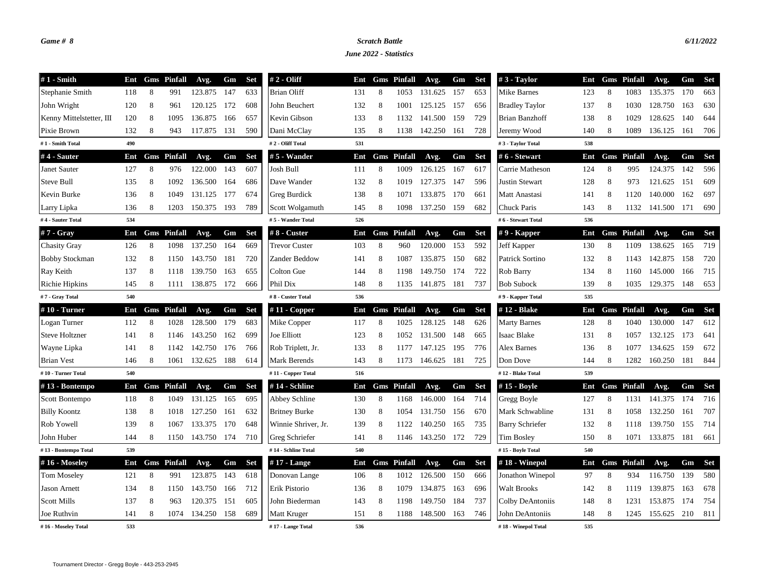*Game # 8*

## *Scratch Battle*

### *June 2022 - Statistics*

*6/11/2022*

| # 1 - Smith | Ent | Gms | Pinfall | Avg. | Gm | Set |
|---|---|---|---|---|---|---|
| Stephanie Smith | 118 | 8 | 991 | 123.875 | 147 | 633 |
| John Wright | 120 | 8 | 961 | 120.125 | 172 | 608 |
| Kenny Mittelstetter, III | 120 | 8 | 1095 | 136.875 | 166 | 657 |
| Pixie Brown | 132 | 8 | 943 | 117.875 | 131 | 590 |
| # 1 - Smith Total | 490 | | | | | |

| # 2 - Oliff | Ent | Gms | Pinfall | Avg. | Gm | Set |
|---|---|---|---|---|---|---|
| Brian Oliff | 131 | 8 | 1053 | 131.625 | 157 | 653 |
| John Beuchert | 132 | 8 | 1001 | 125.125 | 157 | 656 |
| Kevin Gibson | 133 | 8 | 1132 | 141.500 | 159 | 729 |
| Dani McClay | 135 | 8 | 1138 | 142.250 | 161 | 728 |
| # 2 - Oliff Total | 531 | | | | | |

| # 3 - Taylor | Ent | Gms | Pinfall | Avg. | Gm | Set |
|---|---|---|---|---|---|---|
| Mike Barnes | 123 | 8 | 1083 | 135.375 | 170 | 663 |
| Bradley Taylor | 137 | 8 | 1030 | 128.750 | 163 | 630 |
| Brian Banzhoff | 138 | 8 | 1029 | 128.625 | 140 | 644 |
| Jeremy Wood | 140 | 8 | 1089 | 136.125 | 161 | 706 |
| # 3 - Taylor Total | 538 | | | | | |

| # 4 - Sauter | Ent | Gms | Pinfall | Avg. | Gm | Set |
|---|---|---|---|---|---|---|
| Janet Sauter | 127 | 8 | 976 | 122.000 | 143 | 607 |
| Steve Bull | 135 | 8 | 1092 | 136.500 | 164 | 686 |
| Kevin Burke | 136 | 8 | 1049 | 131.125 | 177 | 674 |
| Larry Lipka | 136 | 8 | 1203 | 150.375 | 193 | 789 |
| # 4 - Sauter Total | 534 | | | | | |

| # 5 - Wander | Ent | Gms | Pinfall | Avg. | Gm | Set |
|---|---|---|---|---|---|---|
| Josh Bull | 111 | 8 | 1009 | 126.125 | 167 | 617 |
| Dave Wander | 132 | 8 | 1019 | 127.375 | 147 | 596 |
| Greg Burdick | 138 | 8 | 1071 | 133.875 | 170 | 661 |
| Scott Wolgamuth | 145 | 8 | 1098 | 137.250 | 159 | 682 |
| # 5 - Wander Total | 526 | | | | | |

| # 6 - Stewart | Ent | Gms | Pinfall | Avg. | Gm | Set |
|---|---|---|---|---|---|---|
| Carrie Matheson | 124 | 8 | 995 | 124.375 | 142 | 596 |
| Justin Stewart | 128 | 8 | 973 | 121.625 | 151 | 609 |
| Matt Anastasi | 141 | 8 | 1120 | 140.000 | 162 | 697 |
| Chuck Paris | 143 | 8 | 1132 | 141.500 | 171 | 690 |
| # 6 - Stewart Total | 536 | | | | | |

| # 7 - Gray | Ent | Gms | Pinfall | Avg. | Gm | Set |
|---|---|---|---|---|---|---|
| Chasity Gray | 126 | 8 | 1098 | 137.250 | 164 | 669 |
| Bobby Stockman | 132 | 8 | 1150 | 143.750 | 181 | 720 |
| Ray Keith | 137 | 8 | 1118 | 139.750 | 163 | 655 |
| Richie Hipkins | 145 | 8 | 1111 | 138.875 | 172 | 666 |
| # 7 - Gray Total | 540 | | | | | |

| # 8 - Custer | Ent | Gms | Pinfall | Avg. | Gm | Set |
|---|---|---|---|---|---|---|
| Trevor Custer | 103 | 8 | 960 | 120.000 | 153 | 592 |
| Zander Beddow | 141 | 8 | 1087 | 135.875 | 150 | 682 |
| Colton Gue | 144 | 8 | 1198 | 149.750 | 174 | 722 |
| Phil Dix | 148 | 8 | 1135 | 141.875 | 181 | 737 |
| # 8 - Custer Total | 536 | | | | | |

| # 9 - Kapper | Ent | Gms | Pinfall | Avg. | Gm | Set |
|---|---|---|---|---|---|---|
| Jeff Kapper | 130 | 8 | 1109 | 138.625 | 165 | 719 |
| Patrick Sortino | 132 | 8 | 1143 | 142.875 | 158 | 720 |
| Rob Barry | 134 | 8 | 1160 | 145.000 | 166 | 715 |
| Bob Subock | 139 | 8 | 1035 | 129.375 | 148 | 653 |
| # 9 - Kapper Total | 535 | | | | | |

| # 10 - Turner | Ent | Gms | Pinfall | Avg. | Gm | Set |
|---|---|---|---|---|---|---|
| Logan Turner | 112 | 8 | 1028 | 128.500 | 179 | 683 |
| Steve Holtzner | 141 | 8 | 1146 | 143.250 | 162 | 699 |
| Wayne Lipka | 141 | 8 | 1142 | 142.750 | 176 | 766 |
| Brian Vest | 146 | 8 | 1061 | 132.625 | 188 | 614 |
| # 10 - Turner Total | 540 | | | | | |

| # 11 - Copper | Ent | Gms | Pinfall | Avg. | Gm | Set |
|---|---|---|---|---|---|---|
| Mike Copper | 117 | 8 | 1025 | 128.125 | 148 | 626 |
| Joe Elliott | 123 | 8 | 1052 | 131.500 | 148 | 665 |
| Rob Triplett, Jr. | 133 | 8 | 1177 | 147.125 | 195 | 776 |
| Mark Berends | 143 | 8 | 1173 | 146.625 | 181 | 725 |
| # 11 - Copper Total | 516 | | | | | |

| # 12 - Blake | Ent | Gms | Pinfall | Avg. | Gm | Set |
|---|---|---|---|---|---|---|
| Marty Barnes | 128 | 8 | 1040 | 130.000 | 147 | 612 |
| Isaac Blake | 131 | 8 | 1057 | 132.125 | 173 | 641 |
| Alex Barnes | 136 | 8 | 1077 | 134.625 | 159 | 672 |
| Don Dove | 144 | 8 | 1282 | 160.250 | 181 | 844 |
| # 12 - Blake Total | 539 | | | | | |

| # 13 - Bontempo | Ent | Gms | Pinfall | Avg. | Gm | Set |
|---|---|---|---|---|---|---|
| Scott Bontempo | 118 | 8 | 1049 | 131.125 | 165 | 695 |
| Billy Koontz | 138 | 8 | 1018 | 127.250 | 161 | 632 |
| Rob Yowell | 139 | 8 | 1067 | 133.375 | 170 | 648 |
| John Huber | 144 | 8 | 1150 | 143.750 | 174 | 710 |
| # 13 - Bontempo Total | 539 | | | | | |

| # 14 - Schline | Ent | Gms | Pinfall | Avg. | Gm | Set |
|---|---|---|---|---|---|---|
| Abbey Schline | 130 | 8 | 1168 | 146.000 | 164 | 714 |
| Britney Burke | 130 | 8 | 1054 | 131.750 | 156 | 670 |
| Winnie Shriver, Jr. | 139 | 8 | 1122 | 140.250 | 165 | 735 |
| Greg Schriefer | 141 | 8 | 1146 | 143.250 | 172 | 729 |
| # 14 - Schline Total | 540 | | | | | |

| # 15 - Boyle | Ent | Gms | Pinfall | Avg. | Gm | Set |
|---|---|---|---|---|---|---|
| Gregg Boyle | 127 | 8 | 1131 | 141.375 | 174 | 716 |
| Mark Schwabline | 131 | 8 | 1058 | 132.250 | 161 | 707 |
| Barry Schriefer | 132 | 8 | 1118 | 139.750 | 155 | 714 |
| Tim Bosley | 150 | 8 | 1071 | 133.875 | 181 | 661 |
| # 15 - Boyle Total | 540 | | | | | |

| # 16 - Moseley | Ent | Gms | Pinfall | Avg. | Gm | Set |
|---|---|---|---|---|---|---|
| Tom Moseley | 121 | 8 | 991 | 123.875 | 143 | 618 |
| Jason Arnett | 134 | 8 | 1150 | 143.750 | 166 | 712 |
| Scott Mills | 137 | 8 | 963 | 120.375 | 151 | 605 |
| Joe Ruthvin | 141 | 8 | 1074 | 134.250 | 158 | 689 |
| # 16 - Moseley Total | 533 | | | | | |

| # 17 - Lange | Ent | Gms | Pinfall | Avg. | Gm | Set |
|---|---|---|---|---|---|---|
| Donovan Lange | 106 | 8 | 1012 | 126.500 | 150 | 666 |
| Erik Pistorio | 136 | 8 | 1079 | 134.875 | 163 | 696 |
| John Biederman | 143 | 8 | 1198 | 149.750 | 184 | 737 |
| Matt Kruger | 151 | 8 | 1188 | 148.500 | 163 | 746 |
| # 17 - Lange Total | 536 | | | | | |

| # 18 - Winepol | Ent | Gms | Pinfall | Avg. | Gm | Set |
|---|---|---|---|---|---|---|
| Jonathon Winepol | 97 | 8 | 934 | 116.750 | 139 | 580 |
| Walt Brooks | 142 | 8 | 1119 | 139.875 | 163 | 678 |
| Colby DeAntoniis | 148 | 8 | 1231 | 153.875 | 174 | 754 |
| John DeAntoniis | 148 | 8 | 1245 | 155.625 | 210 | 811 |
| # 18 - Winepol Total | 535 | | | | | |

Tournament Director - Gregg Boyle - 443-253-2945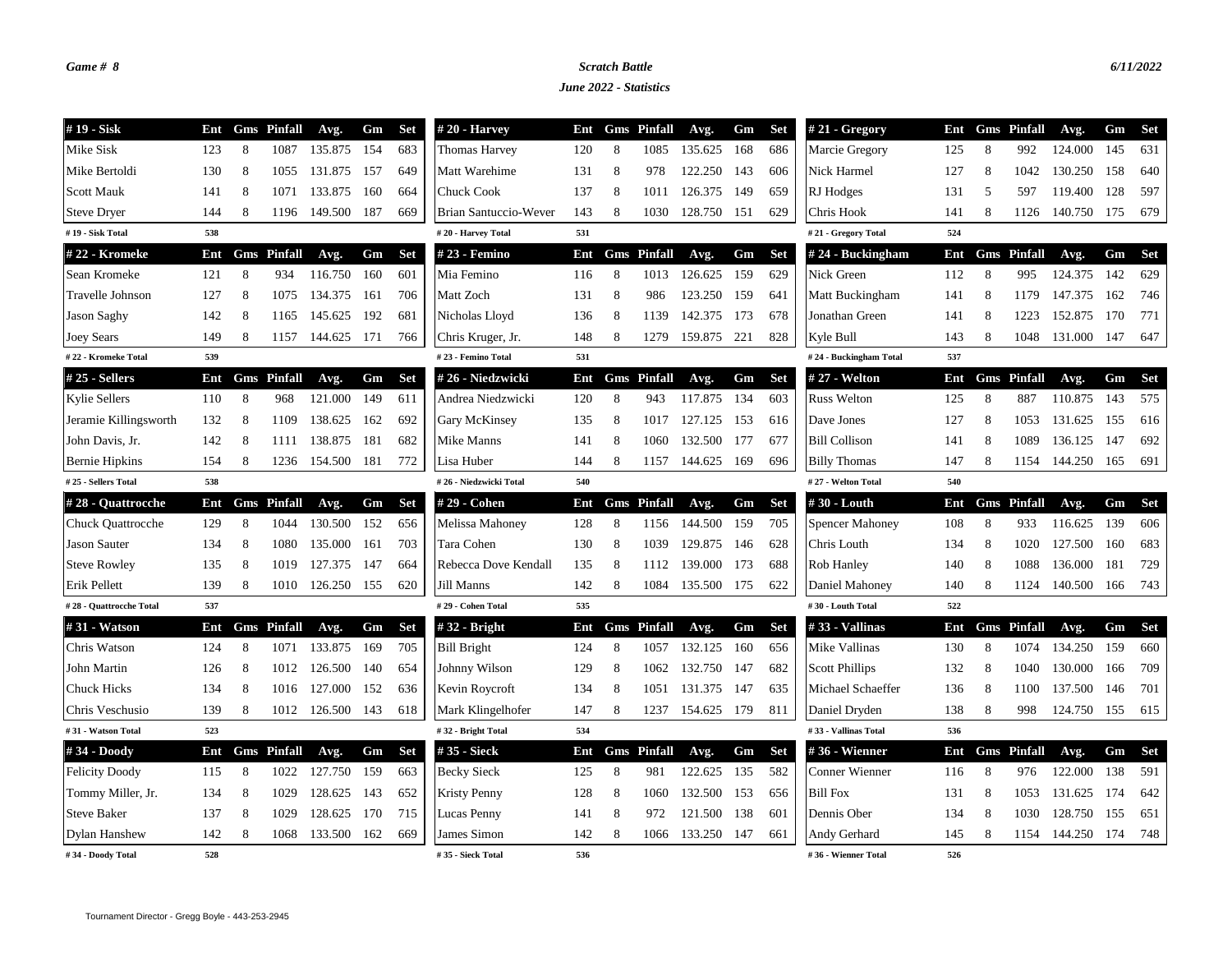Game # 8

**Scratch Battle**

**June 2022 - Statistics**

6/11/2022

| # 19 - Sisk | Ent | Gms | Pinfall | Avg. | Gm | Set |
|---|---|---|---|---|---|---|
| Mike Sisk | 123 | 8 | 1087 | 135.875 | 154 | 683 |
| Mike Bertoldi | 130 | 8 | 1055 | 131.875 | 157 | 649 |
| Scott Mauk | 141 | 8 | 1071 | 133.875 | 160 | 664 |
| Steve Dryer | 144 | 8 | 1196 | 149.500 | 187 | 669 |
| # 19 - Sisk Total | 538 | | | | | |

| # 20 - Harvey | Ent | Gms | Pinfall | Avg. | Gm | Set |
|---|---|---|---|---|---|---|
| Thomas Harvey | 120 | 8 | 1085 | 135.625 | 168 | 686 |
| Matt Warehime | 131 | 8 | 978 | 122.250 | 143 | 606 |
| Chuck Cook | 137 | 8 | 1011 | 126.375 | 149 | 659 |
| Brian Santuccio-Wever | 143 | 8 | 1030 | 128.750 | 151 | 629 |
| # 20 - Harvey Total | 531 | | | | | |

| # 21 - Gregory | Ent | Gms | Pinfall | Avg. | Gm | Set |
|---|---|---|---|---|---|---|
| Marcie Gregory | 125 | 8 | 992 | 124.000 | 145 | 631 |
| Nick Harmel | 127 | 8 | 1042 | 130.250 | 158 | 640 |
| RJ Hodges | 131 | 5 | 597 | 119.400 | 128 | 597 |
| Chris Hook | 141 | 8 | 1126 | 140.750 | 175 | 679 |
| # 21 - Gregory Total | 524 | | | | | |

| # 22 - Kromeke | Ent | Gms | Pinfall | Avg. | Gm | Set |
|---|---|---|---|---|---|---|
| Sean Kromeke | 121 | 8 | 934 | 116.750 | 160 | 601 |
| Travelle Johnson | 127 | 8 | 1075 | 134.375 | 161 | 706 |
| Jason Saghy | 142 | 8 | 1165 | 145.625 | 192 | 681 |
| Joey Sears | 149 | 8 | 1157 | 144.625 | 171 | 766 |
| # 22 - Kromeke Total | 539 | | | | | |

| # 23 - Femino | Ent | Gms | Pinfall | Avg. | Gm | Set |
|---|---|---|---|---|---|---|
| Mia Femino | 116 | 8 | 1013 | 126.625 | 159 | 629 |
| Matt Zoch | 131 | 8 | 986 | 123.250 | 159 | 641 |
| Nicholas Lloyd | 136 | 8 | 1139 | 142.375 | 173 | 678 |
| Chris Kruger, Jr. | 148 | 8 | 1279 | 159.875 | 221 | 828 |
| # 23 - Femino Total | 531 | | | | | |

| # 24 - Buckingham | Ent | Gms | Pinfall | Avg. | Gm | Set |
|---|---|---|---|---|---|---|
| Nick Green | 112 | 8 | 995 | 124.375 | 142 | 629 |
| Matt Buckingham | 141 | 8 | 1179 | 147.375 | 162 | 746 |
| Jonathan Green | 141 | 8 | 1223 | 152.875 | 170 | 771 |
| Kyle Bull | 143 | 8 | 1048 | 131.000 | 147 | 647 |
| # 24 - Buckingham Total | 537 | | | | | |

| # 25 - Sellers | Ent | Gms | Pinfall | Avg. | Gm | Set |
|---|---|---|---|---|---|---|
| Kylie Sellers | 110 | 8 | 968 | 121.000 | 149 | 611 |
| Jeramie Killingsworth | 132 | 8 | 1109 | 138.625 | 162 | 692 |
| John Davis, Jr. | 142 | 8 | 1111 | 138.875 | 181 | 682 |
| Bernie Hipkins | 154 | 8 | 1236 | 154.500 | 181 | 772 |
| # 25 - Sellers Total | 538 | | | | | |

| # 26 - Niedzwicki | Ent | Gms | Pinfall | Avg. | Gm | Set |
|---|---|---|---|---|---|---|
| Andrea Niedzwicki | 120 | 8 | 943 | 117.875 | 134 | 603 |
| Gary McKinsey | 135 | 8 | 1017 | 127.125 | 153 | 616 |
| Mike Manns | 141 | 8 | 1060 | 132.500 | 177 | 677 |
| Lisa Huber | 144 | 8 | 1157 | 144.625 | 169 | 696 |
| # 26 - Niedzwicki Total | 540 | | | | | |

| # 27 - Welton | Ent | Gms | Pinfall | Avg. | Gm | Set |
|---|---|---|---|---|---|---|
| Russ Welton | 125 | 8 | 887 | 110.875 | 143 | 575 |
| Dave Jones | 127 | 8 | 1053 | 131.625 | 155 | 616 |
| Bill Collison | 141 | 8 | 1089 | 136.125 | 147 | 692 |
| Billy Thomas | 147 | 8 | 1154 | 144.250 | 165 | 691 |
| # 27 - Welton Total | 540 | | | | | |

| # 28 - Quattrocche | Ent | Gms | Pinfall | Avg. | Gm | Set |
|---|---|---|---|---|---|---|
| Chuck Quattrocche | 129 | 8 | 1044 | 130.500 | 152 | 656 |
| Jason Sauter | 134 | 8 | 1080 | 135.000 | 161 | 703 |
| Steve Rowley | 135 | 8 | 1019 | 127.375 | 147 | 664 |
| Erik Pellett | 139 | 8 | 1010 | 126.250 | 155 | 620 |
| # 28 - Quattrocche Total | 537 | | | | | |

| # 29 - Cohen | Ent | Gms | Pinfall | Avg. | Gm | Set |
|---|---|---|---|---|---|---|
| Melissa Mahoney | 128 | 8 | 1156 | 144.500 | 159 | 705 |
| Tara Cohen | 130 | 8 | 1039 | 129.875 | 146 | 628 |
| Rebecca Dove Kendall | 135 | 8 | 1112 | 139.000 | 173 | 688 |
| Jill Manns | 142 | 8 | 1084 | 135.500 | 175 | 622 |
| # 29 - Cohen Total | 535 | | | | | |

| # 30 - Louth | Ent | Gms | Pinfall | Avg. | Gm | Set |
|---|---|---|---|---|---|---|
| Spencer Mahoney | 108 | 8 | 933 | 116.625 | 139 | 606 |
| Chris Louth | 134 | 8 | 1020 | 127.500 | 160 | 683 |
| Rob Hanley | 140 | 8 | 1088 | 136.000 | 181 | 729 |
| Daniel Mahoney | 140 | 8 | 1124 | 140.500 | 166 | 743 |
| # 30 - Louth Total | 522 | | | | | |

| # 31 - Watson | Ent | Gms | Pinfall | Avg. | Gm | Set |
|---|---|---|---|---|---|---|
| Chris Watson | 124 | 8 | 1071 | 133.875 | 169 | 705 |
| John Martin | 126 | 8 | 1012 | 126.500 | 140 | 654 |
| Chuck Hicks | 134 | 8 | 1016 | 127.000 | 152 | 636 |
| Chris Veschusio | 139 | 8 | 1012 | 126.500 | 143 | 618 |
| # 31 - Watson Total | 523 | | | | | |

| # 32 - Bright | Ent | Gms | Pinfall | Avg. | Gm | Set |
|---|---|---|---|---|---|---|
| Bill Bright | 124 | 8 | 1057 | 132.125 | 160 | 656 |
| Johnny Wilson | 129 | 8 | 1062 | 132.750 | 147 | 682 |
| Kevin Roycroft | 134 | 8 | 1051 | 131.375 | 147 | 635 |
| Mark Klingelhofer | 147 | 8 | 1237 | 154.625 | 179 | 811 |
| # 32 - Bright Total | 534 | | | | | |

| # 33 - Vallinas | Ent | Gms | Pinfall | Avg. | Gm | Set |
|---|---|---|---|---|---|---|
| Mike Vallinas | 130 | 8 | 1074 | 134.250 | 159 | 660 |
| Scott Phillips | 132 | 8 | 1040 | 130.000 | 166 | 709 |
| Michael Schaeffer | 136 | 8 | 1100 | 137.500 | 146 | 701 |
| Daniel Dryden | 138 | 8 | 998 | 124.750 | 155 | 615 |
| # 33 - Vallinas Total | 536 | | | | | |

| # 34 - Doody | Ent | Gms | Pinfall | Avg. | Gm | Set |
|---|---|---|---|---|---|---|
| Felicity Doody | 115 | 8 | 1022 | 127.750 | 159 | 663 |
| Tommy Miller, Jr. | 134 | 8 | 1029 | 128.625 | 143 | 652 |
| Steve Baker | 137 | 8 | 1029 | 128.625 | 170 | 715 |
| Dylan Hanshew | 142 | 8 | 1068 | 133.500 | 162 | 669 |
| # 34 - Doody Total | 528 | | | | | |

| # 35 - Sieck | Ent | Gms | Pinfall | Avg. | Gm | Set |
|---|---|---|---|---|---|---|
| Becky Sieck | 125 | 8 | 981 | 122.625 | 135 | 582 |
| Kristy Penny | 128 | 8 | 1060 | 132.500 | 153 | 656 |
| Lucas Penny | 141 | 8 | 972 | 121.500 | 138 | 601 |
| James Simon | 142 | 8 | 1066 | 133.250 | 147 | 661 |
| # 35 - Sieck Total | 536 | | | | | |

| # 36 - Wienner | Ent | Gms | Pinfall | Avg. | Gm | Set |
|---|---|---|---|---|---|---|
| Conner Wienner | 116 | 8 | 976 | 122.000 | 138 | 591 |
| Bill Fox | 131 | 8 | 1053 | 131.625 | 174 | 642 |
| Dennis Ober | 134 | 8 | 1030 | 128.750 | 155 | 651 |
| Andy Gerhard | 145 | 8 | 1154 | 144.250 | 174 | 748 |
| # 36 - Wienner Total | 526 | | | | | |

Tournament Director - Gregg Boyle - 443-253-2945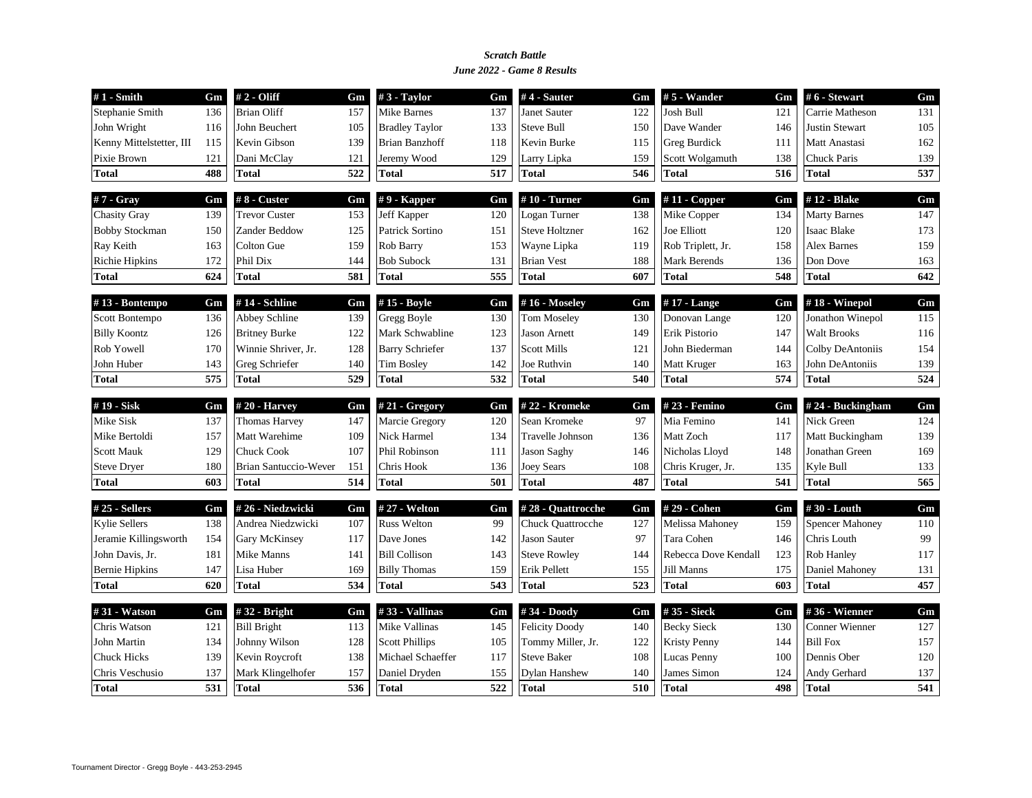***Scratch Battle***
***June 2022 - Game 8 Results***

| # 1 - Smith | Gm |
|---|---|
| Stephanie Smith | 136 |
| John Wright | 116 |
| Kenny Mittelstetter, III | 115 |
| Pixie Brown | 121 |
| **Total** | **488** |

| # 2 - Oliff | Gm |
|---|---|
| Brian Oliff | 157 |
| John Beuchert | 105 |
| Kevin Gibson | 139 |
| Dani McClay | 121 |
| **Total** | **522** |

| # 3 - Taylor | Gm |
|---|---|
| Mike Barnes | 137 |
| Bradley Taylor | 133 |
| Brian Banzhoff | 118 |
| Jeremy Wood | 129 |
| **Total** | **517** |

| # 4 - Sauter | Gm |
|---|---|
| Janet Sauter | 122 |
| Steve Bull | 150 |
| Kevin Burke | 115 |
| Larry Lipka | 159 |
| **Total** | **546** |

| # 5 - Wander | Gm |
|---|---|
| Josh Bull | 121 |
| Dave Wander | 146 |
| Greg Burdick | 111 |
| Scott Wolgamuth | 138 |
| **Total** | **516** |

| # 6 - Stewart | Gm |
|---|---|
| Carrie Matheson | 131 |
| Justin Stewart | 105 |
| Matt Anastasi | 162 |
| Chuck Paris | 139 |
| **Total** | **537** |

| # 7 - Gray | Gm |
|---|---|
| Chasity Gray | 139 |
| Bobby Stockman | 150 |
| Ray Keith | 163 |
| Richie Hipkins | 172 |
| **Total** | **624** |

| # 8 - Custer | Gm |
|---|---|
| Trevor Custer | 153 |
| Zander Beddow | 125 |
| Colton Gue | 159 |
| Phil Dix | 144 |
| **Total** | **581** |

| # 9 - Kapper | Gm |
|---|---|
| Jeff Kapper | 120 |
| Patrick Sortino | 151 |
| Rob Barry | 153 |
| Bob Subock | 131 |
| **Total** | **555** |

| # 10 - Turner | Gm |
|---|---|
| Logan Turner | 138 |
| Steve Holtzner | 162 |
| Wayne Lipka | 119 |
| Brian Vest | 188 |
| **Total** | **607** |

| # 11 - Copper | Gm |
|---|---|
| Mike Copper | 134 |
| Joe Elliott | 120 |
| Rob Triplett, Jr. | 158 |
| Mark Berends | 136 |
| **Total** | **548** |

| # 12 - Blake | Gm |
|---|---|
| Marty Barnes | 147 |
| Isaac Blake | 173 |
| Alex Barnes | 159 |
| Don Dove | 163 |
| **Total** | **642** |

| # 13 - Bontempo | Gm |
|---|---|
| Scott Bontempo | 136 |
| Billy Koontz | 126 |
| Rob Yowell | 170 |
| John Huber | 143 |
| **Total** | **575** |

| # 14 - Schline | Gm |
|---|---|
| Abbey Schline | 139 |
| Britney Burke | 122 |
| Winnie Shriver, Jr. | 128 |
| Greg Schriefer | 140 |
| **Total** | **529** |

| # 15 - Boyle | Gm |
|---|---|
| Gregg Boyle | 130 |
| Mark Schwabline | 123 |
| Barry Schriefer | 137 |
| Tim Bosley | 142 |
| **Total** | **532** |

| # 16 - Moseley | Gm |
|---|---|
| Tom Moseley | 130 |
| Jason Arnett | 149 |
| Scott Mills | 121 |
| Joe Ruthvin | 140 |
| **Total** | **540** |

| # 17 - Lange | Gm |
|---|---|
| Donovan Lange | 120 |
| Erik Pistorio | 147 |
| John Biederman | 144 |
| Matt Kruger | 163 |
| **Total** | **574** |

| # 18 - Winepol | Gm |
|---|---|
| Jonathon Winepol | 115 |
| Walt Brooks | 116 |
| Colby DeAntoniis | 154 |
| John DeAntoniis | 139 |
| **Total** | **524** |

| # 19 - Sisk | Gm |
|---|---|
| Mike Sisk | 137 |
| Mike Bertoldi | 157 |
| Scott Mauk | 129 |
| Steve Dryer | 180 |
| **Total** | **603** |

| # 20 - Harvey | Gm |
|---|---|
| Thomas Harvey | 147 |
| Matt Warehime | 109 |
| Chuck Cook | 107 |
| Brian Santuccio-Wever | 151 |
| **Total** | **514** |

| # 21 - Gregory | Gm |
|---|---|
| Marcie Gregory | 120 |
| Nick Harmel | 134 |
| Phil Robinson | 111 |
| Chris Hook | 136 |
| **Total** | **501** |

| # 22 - Kromeke | Gm |
|---|---|
| Sean Kromeke | 97 |
| Travelle Johnson | 136 |
| Jason Saghy | 146 |
| Joey Sears | 108 |
| **Total** | **487** |

| # 23 - Femino | Gm |
|---|---|
| Mia Femino | 141 |
| Matt Zoch | 117 |
| Nicholas Lloyd | 148 |
| Chris Kruger, Jr. | 135 |
| **Total** | **541** |

| # 24 - Buckingham | Gm |
|---|---|
| Nick Green | 124 |
| Matt Buckingham | 139 |
| Jonathan Green | 169 |
| Kyle Bull | 133 |
| **Total** | **565** |

| # 25 - Sellers | Gm |
|---|---|
| Kylie Sellers | 138 |
| Jeramie Killingsworth | 154 |
| John Davis, Jr. | 181 |
| Bernie Hipkins | 147 |
| **Total** | **620** |

| # 26 - Niedzwicki | Gm |
|---|---|
| Andrea Niedzwicki | 107 |
| Gary McKinsey | 117 |
| Mike Manns | 141 |
| Lisa Huber | 169 |
| **Total** | **534** |

| # 27 - Welton | Gm |
|---|---|
| Russ Welton | 99 |
| Dave Jones | 142 |
| Bill Collison | 143 |
| Billy Thomas | 159 |
| **Total** | **543** |

| # 28 - Quattrocche | Gm |
|---|---|
| Chuck Quattrocche | 127 |
| Jason Sauter | 97 |
| Steve Rowley | 144 |
| Erik Pellett | 155 |
| **Total** | **523** |

| # 29 - Cohen | Gm |
|---|---|
| Melissa Mahoney | 159 |
| Tara Cohen | 146 |
| Rebecca Dove Kendall | 123 |
| Jill Manns | 175 |
| **Total** | **603** |

| # 30 - Louth | Gm |
|---|---|
| Spencer Mahoney | 110 |
| Chris Louth | 99 |
| Rob Hanley | 117 |
| Daniel Mahoney | 131 |
| **Total** | **457** |

| # 31 - Watson | Gm |
|---|---|
| Chris Watson | 121 |
| John Martin | 134 |
| Chuck Hicks | 139 |
| Chris Veschusio | 137 |
| **Total** | **531** |

| # 32 - Bright | Gm |
|---|---|
| Bill Bright | 113 |
| Johnny Wilson | 128 |
| Kevin Roycroft | 138 |
| Mark Klingelhofer | 157 |
| **Total** | **536** |

| # 33 - Vallinas | Gm |
|---|---|
| Mike Vallinas | 145 |
| Scott Phillips | 105 |
| Michael Schaeffer | 117 |
| Daniel Dryden | 155 |
| **Total** | **522** |

| # 34 - Doody | Gm |
|---|---|
| Felicity Doody | 140 |
| Tommy Miller, Jr. | 122 |
| Steve Baker | 108 |
| Dylan Hanshew | 140 |
| **Total** | **510** |

| # 35 - Sieck | Gm |
|---|---|
| Becky Sieck | 130 |
| Kristy Penny | 144 |
| Lucas Penny | 100 |
| James Simon | 124 |
| **Total** | **498** |

| # 36 - Wienner | Gm |
|---|---|
| Conner Wienner | 127 |
| Bill Fox | 157 |
| Dennis Ober | 120 |
| Andy Gerhard | 137 |
| **Total** | **541** |

Tournament Director - Gregg Boyle - 443-253-2945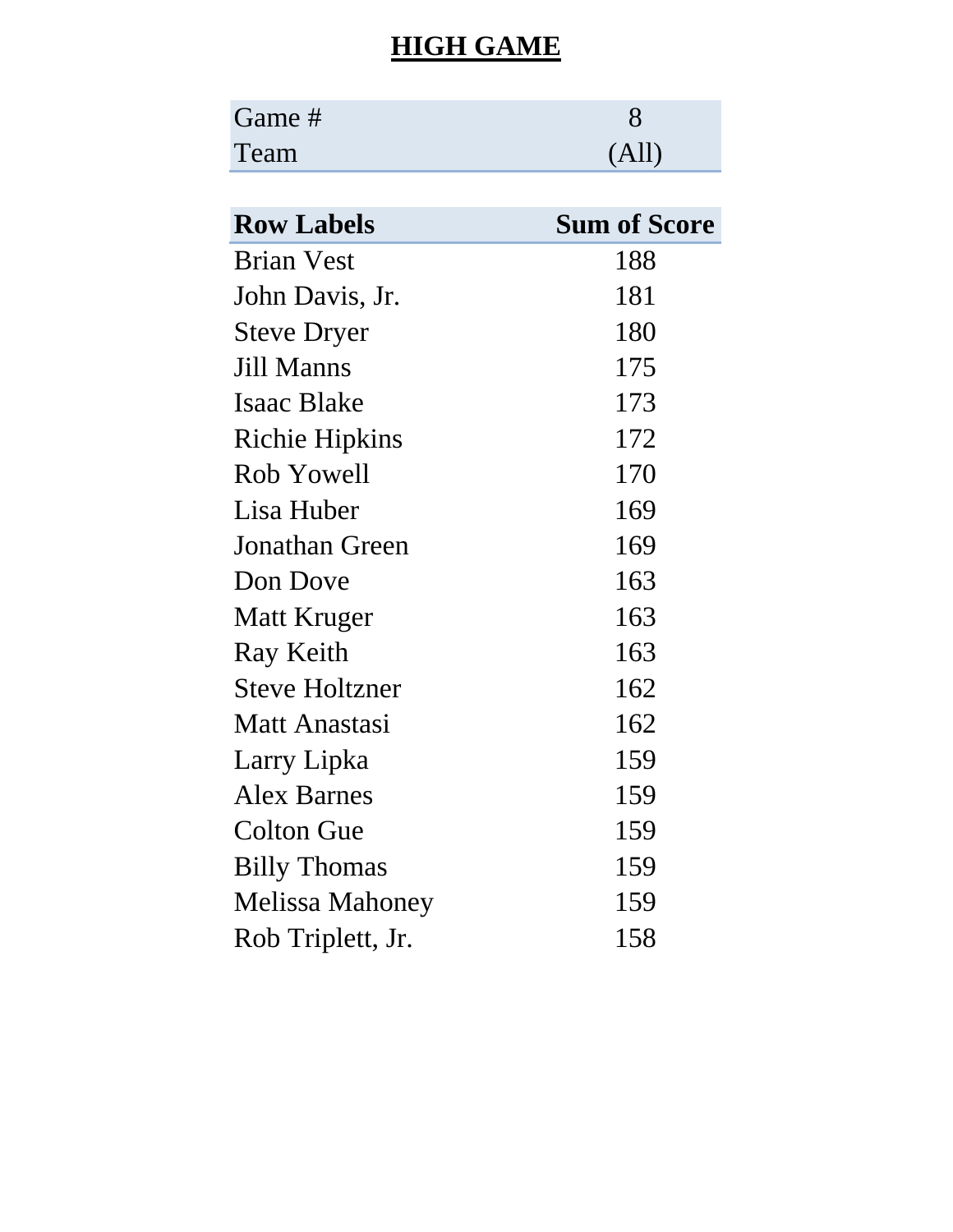# HIGH GAME

| | |
|---|---|
| Game # | 8 |
| Team | (All) |

| Row Labels | Sum of Score |
|---|---|
| Brian Vest | 188 |
| John Davis, Jr. | 181 |
| Steve Dryer | 180 |
| Jill Manns | 175 |
| Isaac Blake | 173 |
| Richie Hipkins | 172 |
| Rob Yowell | 170 |
| Lisa Huber | 169 |
| Jonathan Green | 169 |
| Don Dove | 163 |
| Matt Kruger | 163 |
| Ray Keith | 163 |
| Steve Holtzner | 162 |
| Matt Anastasi | 162 |
| Larry Lipka | 159 |
| Alex Barnes | 159 |
| Colton Gue | 159 |
| Billy Thomas | 159 |
| Melissa Mahoney | 159 |
| Rob Triplett, Jr. | 158 |